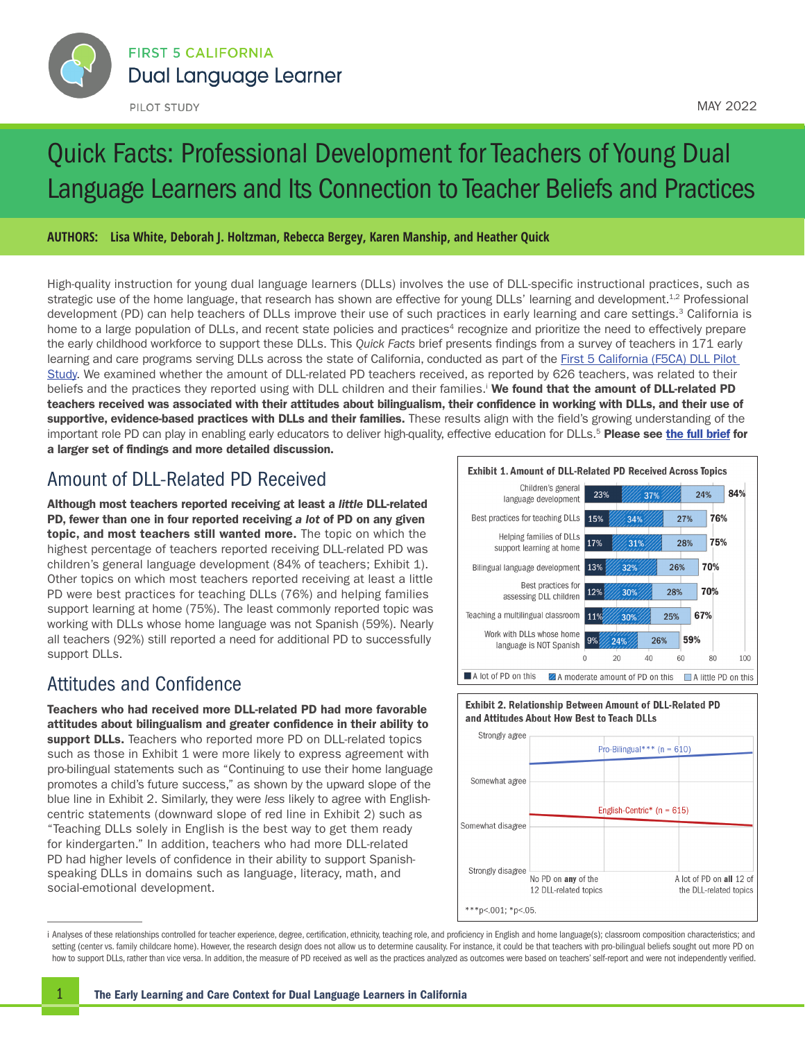FIRST 5 CALIFORNIA
Dual Language Learner
PILOT STUDY

MAY 2022

# Quick Facts: Professional Development for Teachers of Young Dual Language Learners and Its Connection to Teacher Beliefs and Practices

**AUTHORS: Lisa White, Deborah J. Holtzman, Rebecca Bergey, Karen Manship, and Heather Quick**

High-quality instruction for young dual language learners (DLLs) involves the use of DLL-specific instructional practices, such as strategic use of the home language, that research has shown are effective for young DLLs' learning and development.[1,2] Professional development (PD) can help teachers of DLLs improve their use of such practices in early learning and care settings.[3] California is home to a large population of DLLs, and recent state policies and practices[4] recognize and prioritize the need to effectively prepare the early childhood workforce to support these DLLs. This *Quick Facts* brief presents findings from a survey of teachers in 171 early learning and care programs serving DLLs across the state of California, conducted as part of the First 5 California (F5CA) DLL Pilot Study. We examined whether the amount of DLL-related PD teachers received, as reported by 626 teachers, was related to their beliefs and the practices they reported using with DLL children and their families.[i] **We found that the amount of DLL-related PD teachers received was associated with their attitudes about bilingualism, their confidence in working with DLLs, and their use of supportive, evidence-based practices with DLLs and their families.** These results align with the field's growing understanding of the important role PD can play in enabling early educators to deliver high-quality, effective education for DLLs.[5] **Please see the full brief for a larger set of findings and more detailed discussion.**

## Amount of DLL-Related PD Received

**Although most teachers reported receiving at least a *little* DLL-related PD, fewer than one in four reported receiving *a lot* of PD on any given topic, and most teachers still wanted more.** The topic on which the highest percentage of teachers reported receiving DLL-related PD was children's general language development (84% of teachers; Exhibit 1). Other topics on which most teachers reported receiving at least a little PD were best practices for teaching DLLs (76%) and helping families support learning at home (75%). The least commonly reported topic was working with DLLs whose home language was not Spanish (59%). Nearly all teachers (92%) still reported a need for additional PD to successfully support DLLs.

**Exhibit 1. Amount of DLL-Related PD Received Across Topics**

| Topic | A lot of PD on this | A moderate amount of PD on this | A little PD on this | Total |
|---|---|---|---|---|
| Children's general language development | 23% | 37% | 24% | 84% |
| Best practices for teaching DLLs | 15% | 34% | 27% | 76% |
| Helping families of DLLs support learning at home | 17% | 31% | 28% | 75% |
| Bilingual language development | 13% | 32% | 26% | 70% |
| Best practices for assessing DLL children | 12% | 30% | 28% | 70% |
| Teaching a multilingual classroom | 11% | 30% | 25% | 67% |
| Work with DLLs whose home language is NOT Spanish | 9% | 24% | 26% | 59% |

## Attitudes and Confidence

**Teachers who had received more DLL-related PD had more favorable attitudes about bilingualism and greater confidence in their ability to support DLLs.** Teachers who reported more PD on DLL-related topics such as those in Exhibit 1 were more likely to express agreement with pro-bilingual statements such as "Continuing to use their home language promotes a child's future success," as shown by the upward slope of the blue line in Exhibit 2. Similarly, they were *less* likely to agree with English-centric statements (downward slope of red line in Exhibit 2) such as "Teaching DLLs solely in English is the best way to get them ready for kindergarten." In addition, teachers who had more DLL-related PD had higher levels of confidence in their ability to support Spanish-speaking DLLs in domains such as language, literacy, math, and social-emotional development.

**Exhibit 2. Relationship Between Amount of DLL-Related PD and Attitudes About How Best to Teach DLLs**

Y-axis: Strongly disagree, Somewhat disagree, Somewhat agree, Strongly agree. X-axis: from "No PD on **any** of the 12 DLL-related topics" to "A lot of PD on **all** 12 of the DLL-related topics". Lines: Pro-Bilingual*** (n = 610); English-Centric* (n = 615).

***p<.001; *p<.05.

---

i Analyses of these relationships controlled for teacher experience, degree, certification, ethnicity, teaching role, and proficiency in English and home language(s); classroom composition characteristics; and setting (center vs. family childcare home). However, the research design does not allow us to determine causality. For instance, it could be that teachers with pro-bilingual beliefs sought out more PD on how to support DLLs, rather than vice versa. In addition, the measure of PD received as well as the practices analyzed as outcomes were based on teachers' self-report and were not independently verified.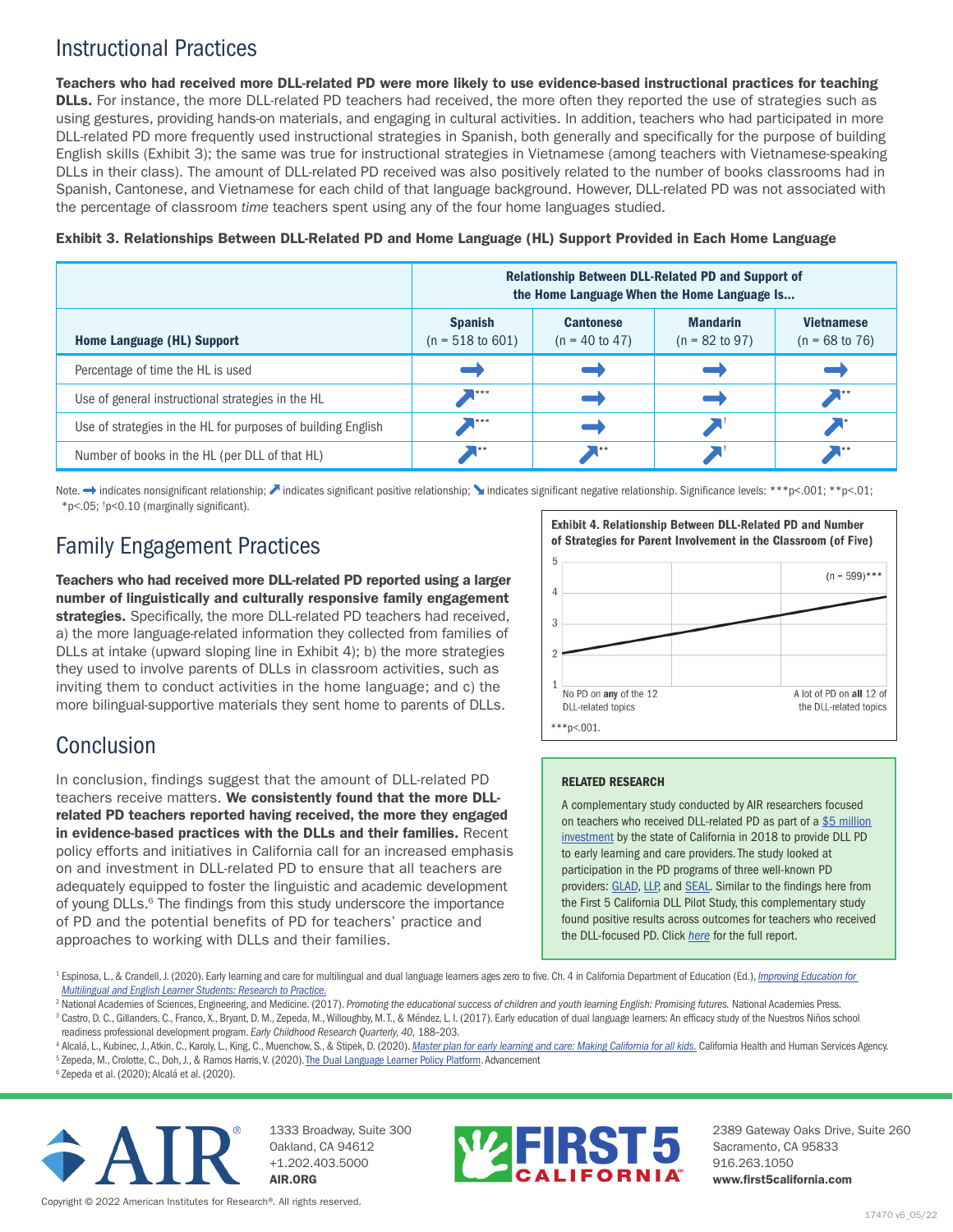## Instructional Practices

**Teachers who had received more DLL-related PD were more likely to use evidence-based instructional practices for teaching DLLs.** For instance, the more DLL-related PD teachers had received, the more often they reported the use of strategies such as using gestures, providing hands-on materials, and engaging in cultural activities. In addition, teachers who had participated in more DLL-related PD more frequently used instructional strategies in Spanish, both generally and specifically for the purpose of building English skills (Exhibit 3); the same was true for instructional strategies in Vietnamese (among teachers with Vietnamese-speaking DLLs in their class). The amount of DLL-related PD received was also positively related to the number of books classrooms had in Spanish, Cantonese, and Vietnamese for each child of that language background. However, DLL-related PD was not associated with the percentage of classroom *time* teachers spent using any of the four home languages studied.

**Exhibit 3. Relationships Between DLL-Related PD and Home Language (HL) Support Provided in Each Home Language**

| | Relationship Between DLL-Related PD and Support of the Home Language When the Home Language Is... | | | |
|---|---|---|---|---|
| **Home Language (HL) Support** | **Spanish** (n = 518 to 601) | **Cantonese** (n = 40 to 47) | **Mandarin** (n = 82 to 97) | **Vietnamese** (n = 68 to 76) |
| Percentage of time the HL is used | ➡ | ➡ | ➡ | ➡ |
| Use of general instructional strategies in the HL | ↗*** | ➡ | ➡ | ↗** |
| Use of strategies in the HL for purposes of building English | ↗*** | ➡ | ↗† | ↗* |
| Number of books in the HL (per DLL of that HL) | ↗** | ↗** | ↗† | ↗** |

Note. ➡ indicates nonsignificant relationship; ↗ indicates significant positive relationship; ↘ indicates significant negative relationship. Significance levels: ***p<.001; **p<.01; *p<.05; †p<0.10 (marginally significant).

## Family Engagement Practices

**Teachers who had received more DLL-related PD reported using a larger number of linguistically and culturally responsive family engagement strategies.** Specifically, the more DLL-related PD teachers had received, a) the more language-related information they collected from families of DLLs at intake (upward sloping line in Exhibit 4); b) the more strategies they used to involve parents of DLLs in classroom activities, such as inviting them to conduct activities in the home language; and c) the more bilingual-supportive materials they sent home to parents of DLLs.

**Exhibit 4. Relationship Between DLL-Related PD and Number of Strategies for Parent Involvement in the Classroom (of Five)**

5
4
3
2
1
(n = 599)***
No PD on **any** of the 12 DLL-related topics
A lot of PD on **all** 12 of the DLL-related topics
***p<.001.

## Conclusion

In conclusion, findings suggest that the amount of DLL-related PD teachers receive matters. **We consistently found that the more DLL-related PD teachers reported having received, the more they engaged in evidence-based practices with the DLLs and their families.** Recent policy efforts and initiatives in California call for an increased emphasis on and investment in DLL-related PD to ensure that all teachers are adequately equipped to foster the linguistic and academic development of young DLLs.[6] The findings from this study underscore the importance of PD and the potential benefits of PD for teachers' practice and approaches to working with DLLs and their families.

**RELATED RESEARCH**

A complementary study conducted by AIR researchers focused on teachers who received DLL-related PD as part of a $5 million investment by the state of California in 2018 to provide DLL PD to early learning and care providers. The study looked at participation in the PD programs of three well-known PD providers: GLAD, LLP, and SEAL. Similar to the findings here from the First 5 California DLL Pilot Study, this complementary study found positive results across outcomes for teachers who received the DLL-focused PD. Click *here* for the full report.

[1] Espinosa, L., & Crandell, J. (2020). Early learning and care for multilingual and dual language learners ages zero to five. Ch. 4 in California Department of Education (Ed.), *Improving Education for Multilingual and English Learner Students: Research to Practice.*

[2] National Academies of Sciences, Engineering, and Medicine. (2017). *Promoting the educational success of children and youth learning English: Promising futures.* National Academies Press.

[3] Castro, D. C., Gillanders, C., Franco, X., Bryant, D. M., Zepeda, M., Willoughby, M. T., & Méndez, L. I. (2017). Early education of dual language learners: An efficacy study of the Nuestros Niños school readiness professional development program. *Early Childhood Research Quarterly, 40,* 188–203.

[4] Alcalá, L., Kubinec, J., Atkin, C., Karoly, L., King, C., Muenchow, S., & Stipek, D. (2020). *Master plan for early learning and care: Making California for all kids.* California Health and Human Services Agency.

[5] Zepeda, M., Crolotte, C., Doh, J., & Ramos Harris, V. (2020). The Dual Language Learner Policy Platform. Advancement

[6] Zepeda et al. (2020); Alcalá et al. (2020).

AIR
1333 Broadway, Suite 300
Oakland, CA 94612
+1.202.403.5000
**AIR.ORG**

FIRST 5 CALIFORNIA
2389 Gateway Oaks Drive, Suite 260
Sacramento, CA 95833
916.263.1050
**www.first5california.com**

Copyright © 2022 American Institutes for Research®. All rights reserved.

17470 v6_05/22